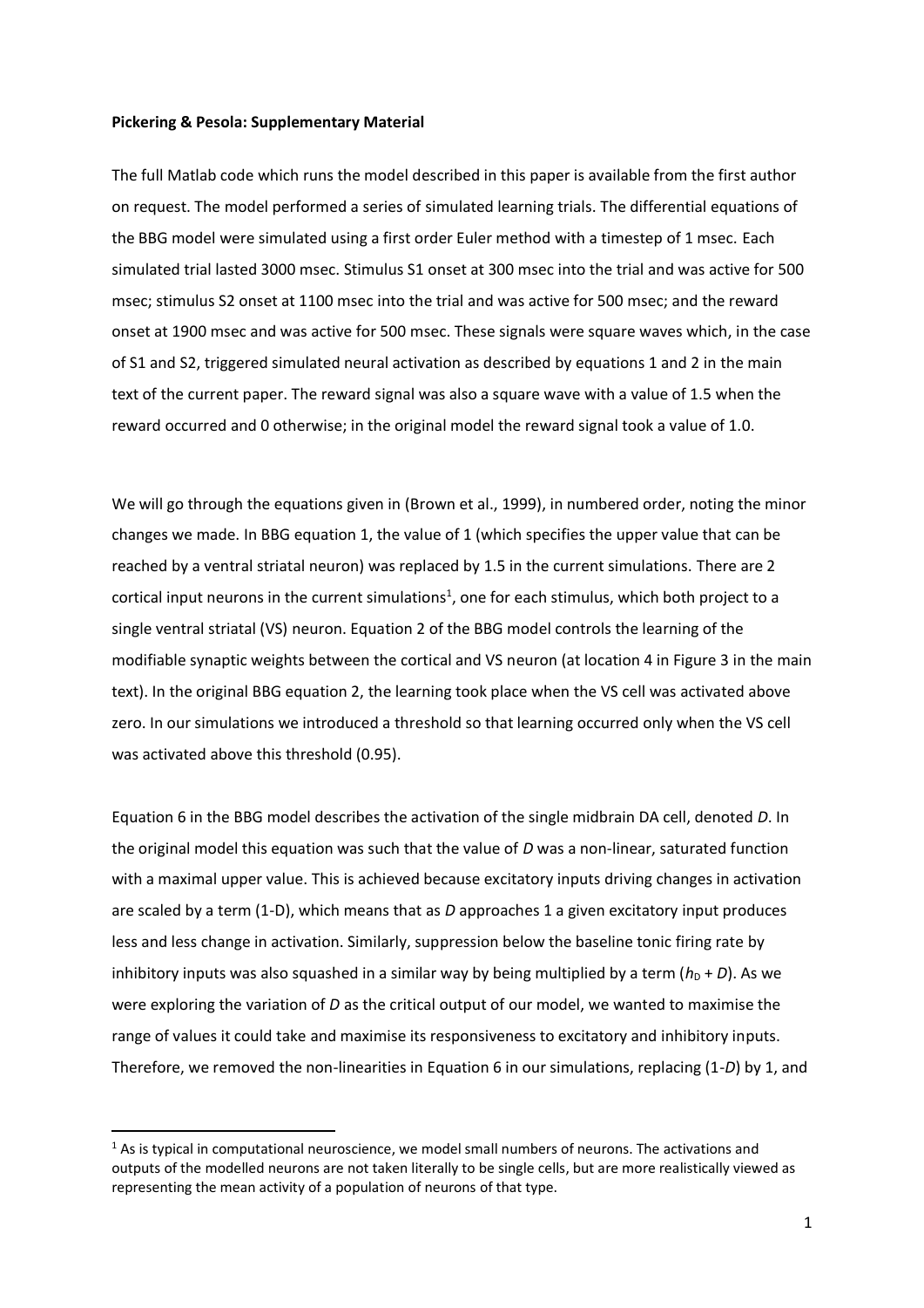**Pickering & Pesola: Supplementary Material**

The full Matlab code which runs the model described in this paper is available from the first author on request. The model performed a series of simulated learning trials. The differential equations of the BBG model were simulated using a first order Euler method with a timestep of 1 msec. Each simulated trial lasted 3000 msec. Stimulus S1 onset at 300 msec into the trial and was active for 500 msec; stimulus S2 onset at 1100 msec into the trial and was active for 500 msec; and the reward onset at 1900 msec and was active for 500 msec. These signals were square waves which, in the case of S1 and S2, triggered simulated neural activation as described by equations 1 and 2 in the main text of the current paper. The reward signal was also a square wave with a value of 1.5 when the reward occurred and 0 otherwise; in the original model the reward signal took a value of 1.0.

We will go through the equations given in (Brown et al., 1999), in numbered order, noting the minor changes we made. In BBG equation 1, the value of 1 (which specifies the upper value that can be reached by a ventral striatal neuron) was replaced by 1.5 in the current simulations. There are 2 cortical input neurons in the current simulations[1], one for each stimulus, which both project to a single ventral striatal (VS) neuron. Equation 2 of the BBG model controls the learning of the modifiable synaptic weights between the cortical and VS neuron (at location 4 in Figure 3 in the main text). In the original BBG equation 2, the learning took place when the VS cell was activated above zero. In our simulations we introduced a threshold so that learning occurred only when the VS cell was activated above this threshold (0.95).

Equation 6 in the BBG model describes the activation of the single midbrain DA cell, denoted $D$. In the original model this equation was such that the value of $D$ was a non-linear, saturated function with a maximal upper value. This is achieved because excitatory inputs driving changes in activation are scaled by a term (1-D), which means that as $D$ approaches 1 a given excitatory input produces less and less change in activation. Similarly, suppression below the baseline tonic firing rate by inhibitory inputs was also squashed in a similar way by being multiplied by a term ($h_D + D$). As we were exploring the variation of $D$ as the critical output of our model, we wanted to maximise the range of values it could take and maximise its responsiveness to excitatory and inhibitory inputs. Therefore, we removed the non-linearities in Equation 6 in our simulations, replacing (1-$D$) by 1, and

[1] As is typical in computational neuroscience, we model small numbers of neurons. The activations and outputs of the modelled neurons are not taken literally to be single cells, but are more realistically viewed as representing the mean activity of a population of neurons of that type.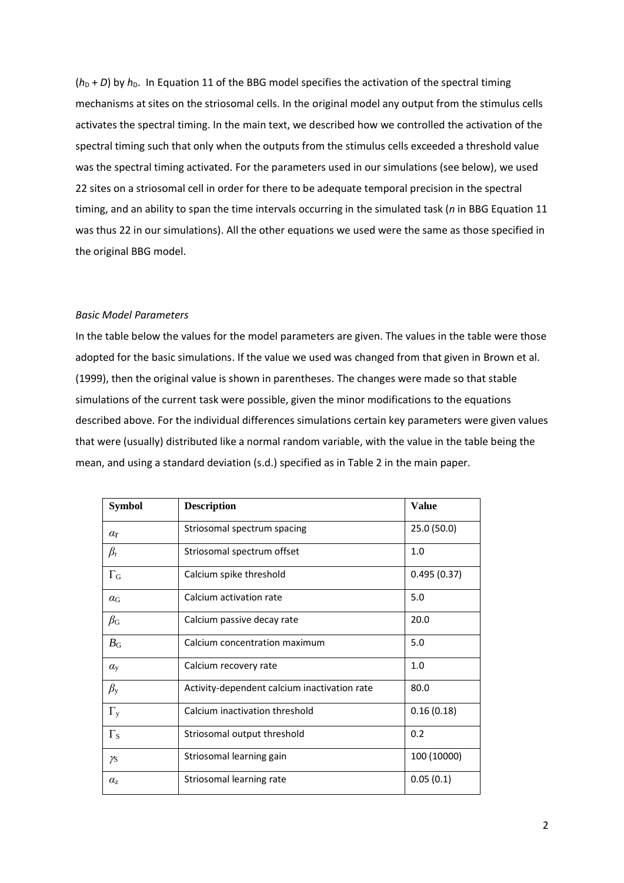($h_D + D$) by $h_D$. In Equation 11 of the BBG model specifies the activation of the spectral timing mechanisms at sites on the striosomal cells. In the original model any output from the stimulus cells activates the spectral timing. In the main text, we described how we controlled the activation of the spectral timing such that only when the outputs from the stimulus cells exceeded a threshold value was the spectral timing activated. For the parameters used in our simulations (see below), we used 22 sites on a striosomal cell in order for there to be adequate temporal precision in the spectral timing, and an ability to span the time intervals occurring in the simulated task ($n$ in BBG Equation 11 was thus 22 in our simulations). All the other equations we used were the same as those specified in the original BBG model.

*Basic Model Parameters*

In the table below the values for the model parameters are given. The values in the table were those adopted for the basic simulations. If the value we used was changed from that given in Brown et al. (1999), then the original value is shown in parentheses. The changes were made so that stable simulations of the current task were possible, given the minor modifications to the equations described above. For the individual differences simulations certain key parameters were given values that were (usually) distributed like a normal random variable, with the value in the table being the mean, and using a standard deviation (s.d.) specified as in Table 2 in the main paper.

| **Symbol** | **Description** | **Value** |
|---|---|---|
| $\alpha_r$ | Striosomal spectrum spacing | 25.0 (50.0) |
| $\beta_r$ | Striosomal spectrum offset | 1.0 |
| $\Gamma_G$ | Calcium spike threshold | 0.495 (0.37) |
| $\alpha_G$ | Calcium activation rate | 5.0 |
| $\beta_G$ | Calcium passive decay rate | 20.0 |
| $B_G$ | Calcium concentration maximum | 5.0 |
| $\alpha_y$ | Calcium recovery rate | 1.0 |
| $\beta_y$ | Activity-dependent calcium inactivation rate | 80.0 |
| $\Gamma_y$ | Calcium inactivation threshold | 0.16 (0.18) |
| $\Gamma_S$ | Striosomal output threshold | 0.2 |
| $\gamma_S$ | Striosomal learning gain | 100 (10000) |
| $\alpha_z$ | Striosomal learning rate | 0.05 (0.1) |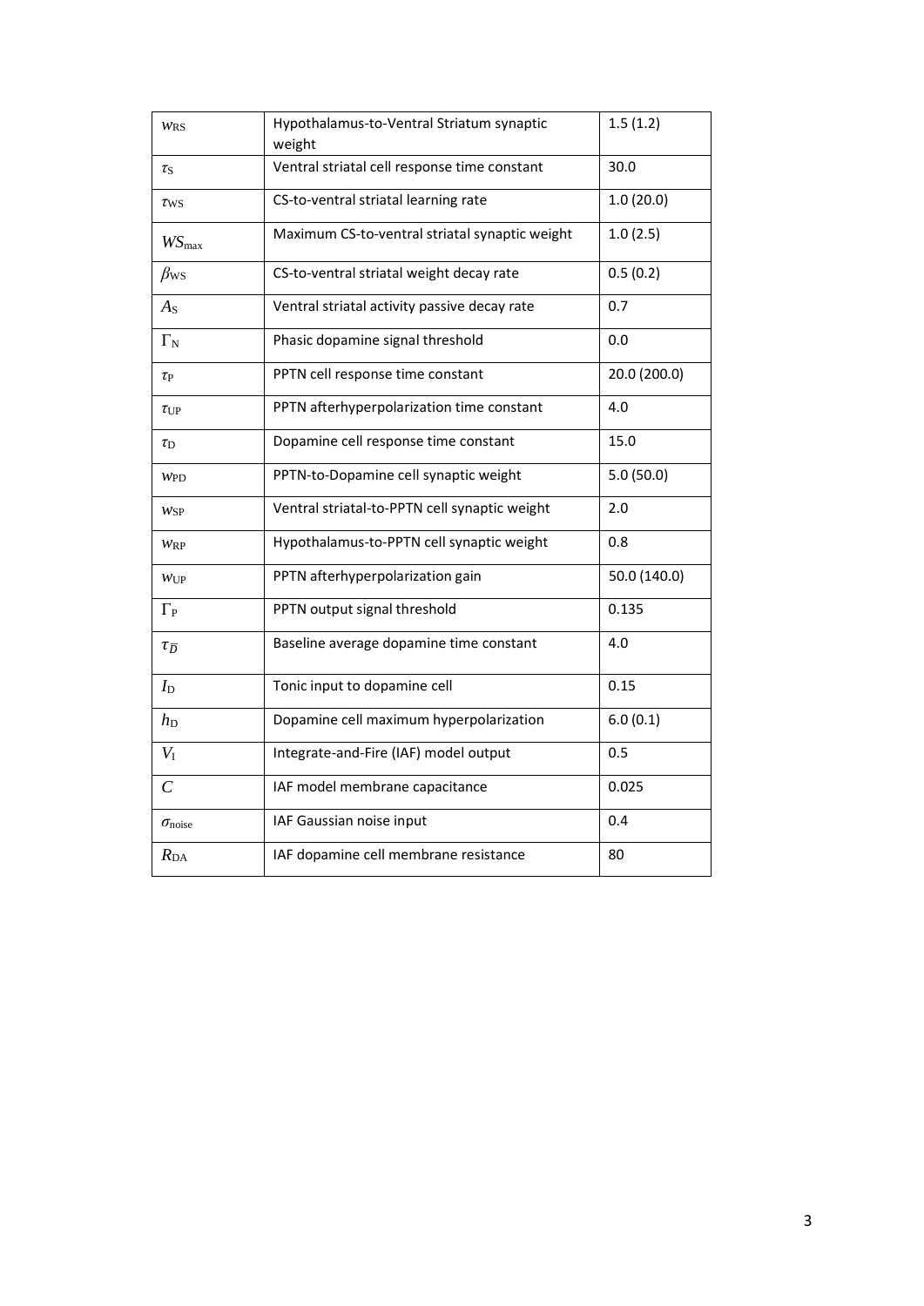| | | |
|---|---|---|
| $w_{RS}$ | Hypothalamus-to-Ventral Striatum synaptic weight | 1.5 (1.2) |
| $\tau_S$ | Ventral striatal cell response time constant | 30.0 |
| $\tau_{WS}$ | CS-to-ventral striatal learning rate | 1.0 (20.0) |
| $WS_{max}$ | Maximum CS-to-ventral striatal synaptic weight | 1.0 (2.5) |
| $\beta_{WS}$ | CS-to-ventral striatal weight decay rate | 0.5 (0.2) |
| $A_S$ | Ventral striatal activity passive decay rate | 0.7 |
| $\Gamma_N$ | Phasic dopamine signal threshold | 0.0 |
| $\tau_P$ | PPTN cell response time constant | 20.0 (200.0) |
| $\tau_{UP}$ | PPTN afterhyperpolarization time constant | 4.0 |
| $\tau_D$ | Dopamine cell response time constant | 15.0 |
| $w_{PD}$ | PPTN-to-Dopamine cell synaptic weight | 5.0 (50.0) |
| $w_{SP}$ | Ventral striatal-to-PPTN cell synaptic weight | 2.0 |
| $w_{RP}$ | Hypothalamus-to-PPTN cell synaptic weight | 0.8 |
| $w_{UP}$ | PPTN afterhyperpolarization gain | 50.0 (140.0) |
| $\Gamma_P$ | PPTN output signal threshold | 0.135 |
| $\tau_{\bar{D}}$ | Baseline average dopamine time constant | 4.0 |
| $I_D$ | Tonic input to dopamine cell | 0.15 |
| $h_D$ | Dopamine cell maximum hyperpolarization | 6.0 (0.1) |
| $V_I$ | Integrate-and-Fire (IAF) model output | 0.5 |
| $C$ | IAF model membrane capacitance | 0.025 |
| $\sigma_{noise}$ | IAF Gaussian noise input | 0.4 |
| $R_{DA}$ | IAF dopamine cell membrane resistance | 80 |